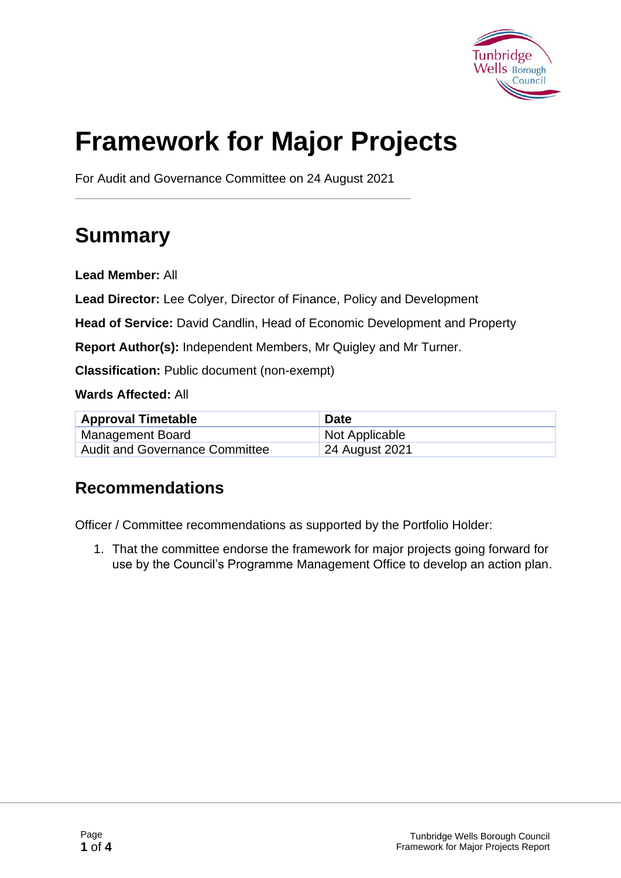# Framework for Major Projects

For Audit and Governance Committee on 24 August 2021

## Summary

**Lead Member:** All

**Lead Director:** Lee Colyer, Director of Finance, Policy and Development

**Head of Service:** David Candlin, Head of Economic Development and Property

**Report Author(s):** Independent Members, Mr Quigley and Mr Turner.

**Classification:** Public document (non-exempt)

**Wards Affected:** All

| Approval Timetable | Date |
| --- | --- |
| Management Board | Not Applicable |
| Audit and Governance Committee | 24 August 2021 |

## Recommendations

Officer / Committee recommendations as supported by the Portfolio Holder:

1. That the committee endorse the framework for major projects going forward for use by the Council's Programme Management Office to develop an action plan.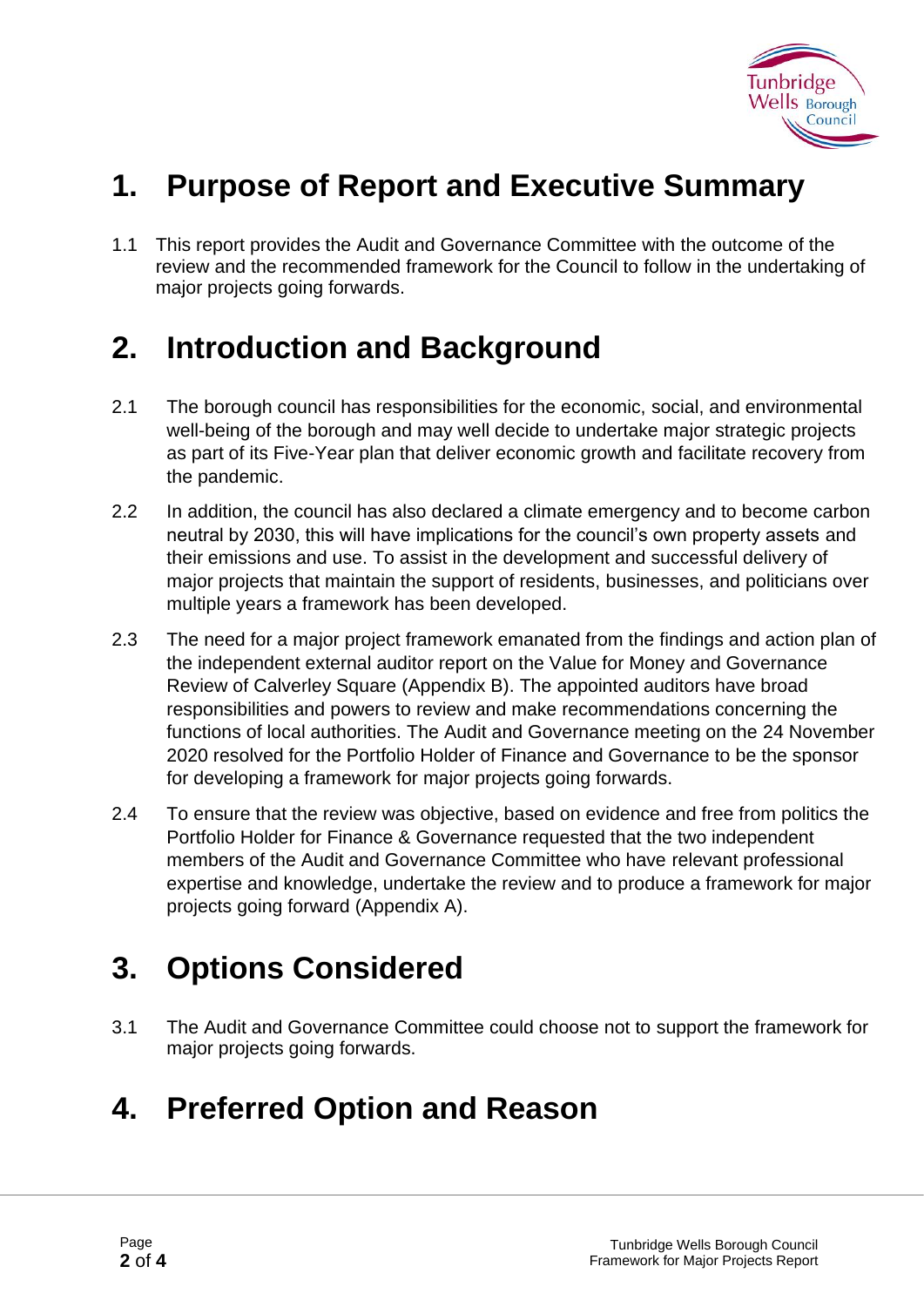# 1. Purpose of Report and Executive Summary

1.1 This report provides the Audit and Governance Committee with the outcome of the review and the recommended framework for the Council to follow in the undertaking of major projects going forwards.

# 2. Introduction and Background

2.1 The borough council has responsibilities for the economic, social, and environmental well-being of the borough and may well decide to undertake major strategic projects as part of its Five-Year plan that deliver economic growth and facilitate recovery from the pandemic.

2.2 In addition, the council has also declared a climate emergency and to become carbon neutral by 2030, this will have implications for the council's own property assets and their emissions and use. To assist in the development and successful delivery of major projects that maintain the support of residents, businesses, and politicians over multiple years a framework has been developed.

2.3 The need for a major project framework emanated from the findings and action plan of the independent external auditor report on the Value for Money and Governance Review of Calverley Square (Appendix B). The appointed auditors have broad responsibilities and powers to review and make recommendations concerning the functions of local authorities. The Audit and Governance meeting on the 24 November 2020 resolved for the Portfolio Holder of Finance and Governance to be the sponsor for developing a framework for major projects going forwards.

2.4 To ensure that the review was objective, based on evidence and free from politics the Portfolio Holder for Finance & Governance requested that the two independent members of the Audit and Governance Committee who have relevant professional expertise and knowledge, undertake the review and to produce a framework for major projects going forward (Appendix A).

# 3. Options Considered

3.1 The Audit and Governance Committee could choose not to support the framework for major projects going forwards.

# 4. Preferred Option and Reason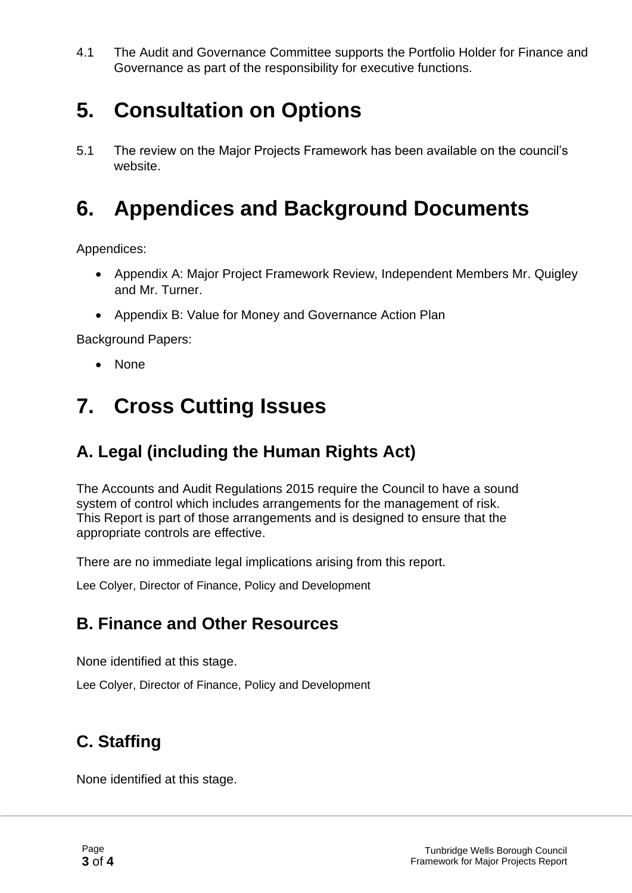4.1 The Audit and Governance Committee supports the Portfolio Holder for Finance and Governance as part of the responsibility for executive functions.

# 5. Consultation on Options

5.1 The review on the Major Projects Framework has been available on the council's website.

# 6. Appendices and Background Documents

Appendices:

- Appendix A: Major Project Framework Review, Independent Members Mr. Quigley and Mr. Turner.
- Appendix B: Value for Money and Governance Action Plan

Background Papers:

- None

# 7. Cross Cutting Issues

## A. Legal (including the Human Rights Act)

The Accounts and Audit Regulations 2015 require the Council to have a sound system of control which includes arrangements for the management of risk. This Report is part of those arrangements and is designed to ensure that the appropriate controls are effective.

There are no immediate legal implications arising from this report.

Lee Colyer, Director of Finance, Policy and Development

## B. Finance and Other Resources

None identified at this stage.

Lee Colyer, Director of Finance, Policy and Development

## C. Staffing

None identified at this stage.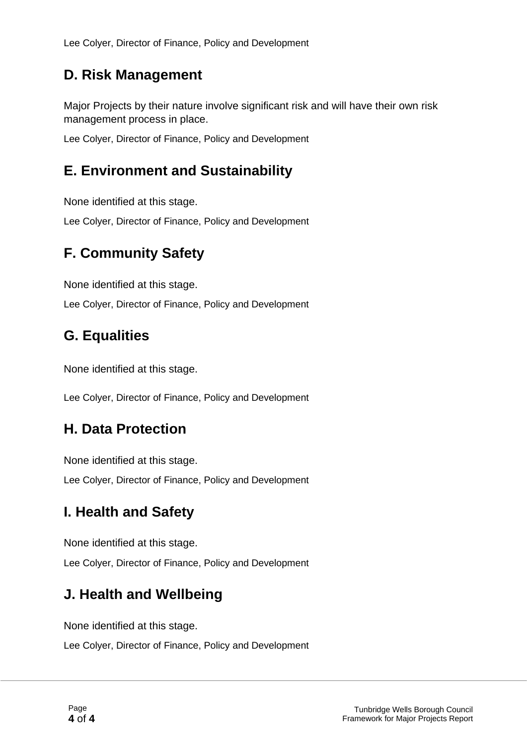Lee Colyer, Director of Finance, Policy and Development

## D. Risk Management

Major Projects by their nature involve significant risk and will have their own risk management process in place.

Lee Colyer, Director of Finance, Policy and Development

## E. Environment and Sustainability

None identified at this stage.

Lee Colyer, Director of Finance, Policy and Development

## F. Community Safety

None identified at this stage.

Lee Colyer, Director of Finance, Policy and Development

## G. Equalities

None identified at this stage.

Lee Colyer, Director of Finance, Policy and Development

## H. Data Protection

None identified at this stage.

Lee Colyer, Director of Finance, Policy and Development

## I. Health and Safety

None identified at this stage.

Lee Colyer, Director of Finance, Policy and Development

## J. Health and Wellbeing

None identified at this stage.

Lee Colyer, Director of Finance, Policy and Development